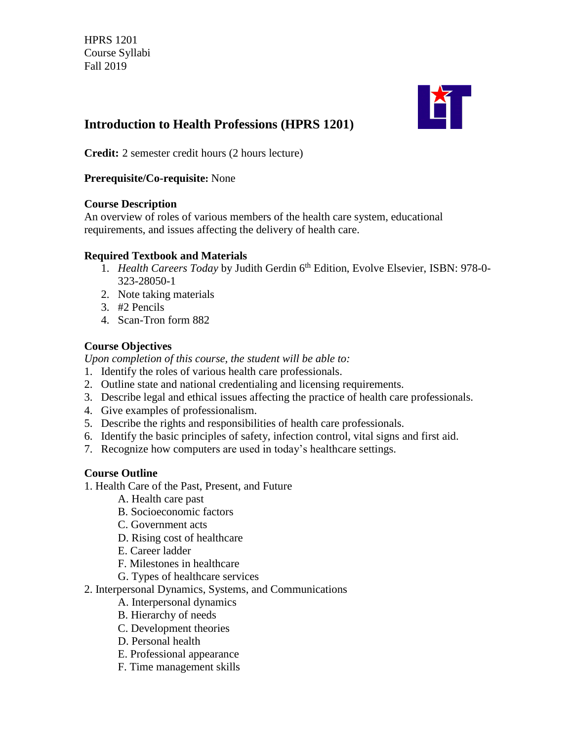HPRS 1201
Course Syllabi
Fall 2019

# Introduction to Health Professions (HPRS 1201)

**Credit:** 2 semester credit hours (2 hours lecture)

**Prerequisite/Co-requisite:** None

### Course Description

An overview of roles of various members of the health care system, educational requirements, and issues affecting the delivery of health care.

### Required Textbook and Materials

1. *Health Careers Today* by Judith Gerdin 6th Edition, Evolve Elsevier, ISBN: 978-0-323-28050-1
2. Note taking materials
3. #2 Pencils
4. Scan-Tron form 882

### Course Objectives

*Upon completion of this course, the student will be able to:*

1. Identify the roles of various health care professionals.
2. Outline state and national credentialing and licensing requirements.
3. Describe legal and ethical issues affecting the practice of health care professionals.
4. Give examples of professionalism.
5. Describe the rights and responsibilities of health care professionals.
6. Identify the basic principles of safety, infection control, vital signs and first aid.
7. Recognize how computers are used in today's healthcare settings.

### Course Outline

1. Health Care of the Past, Present, and Future
   - A. Health care past
   - B. Socioeconomic factors
   - C. Government acts
   - D. Rising cost of healthcare
   - E. Career ladder
   - F. Milestones in healthcare
   - G. Types of healthcare services
2. Interpersonal Dynamics, Systems, and Communications
   - A. Interpersonal dynamics
   - B. Hierarchy of needs
   - C. Development theories
   - D. Personal health
   - E. Professional appearance
   - F. Time management skills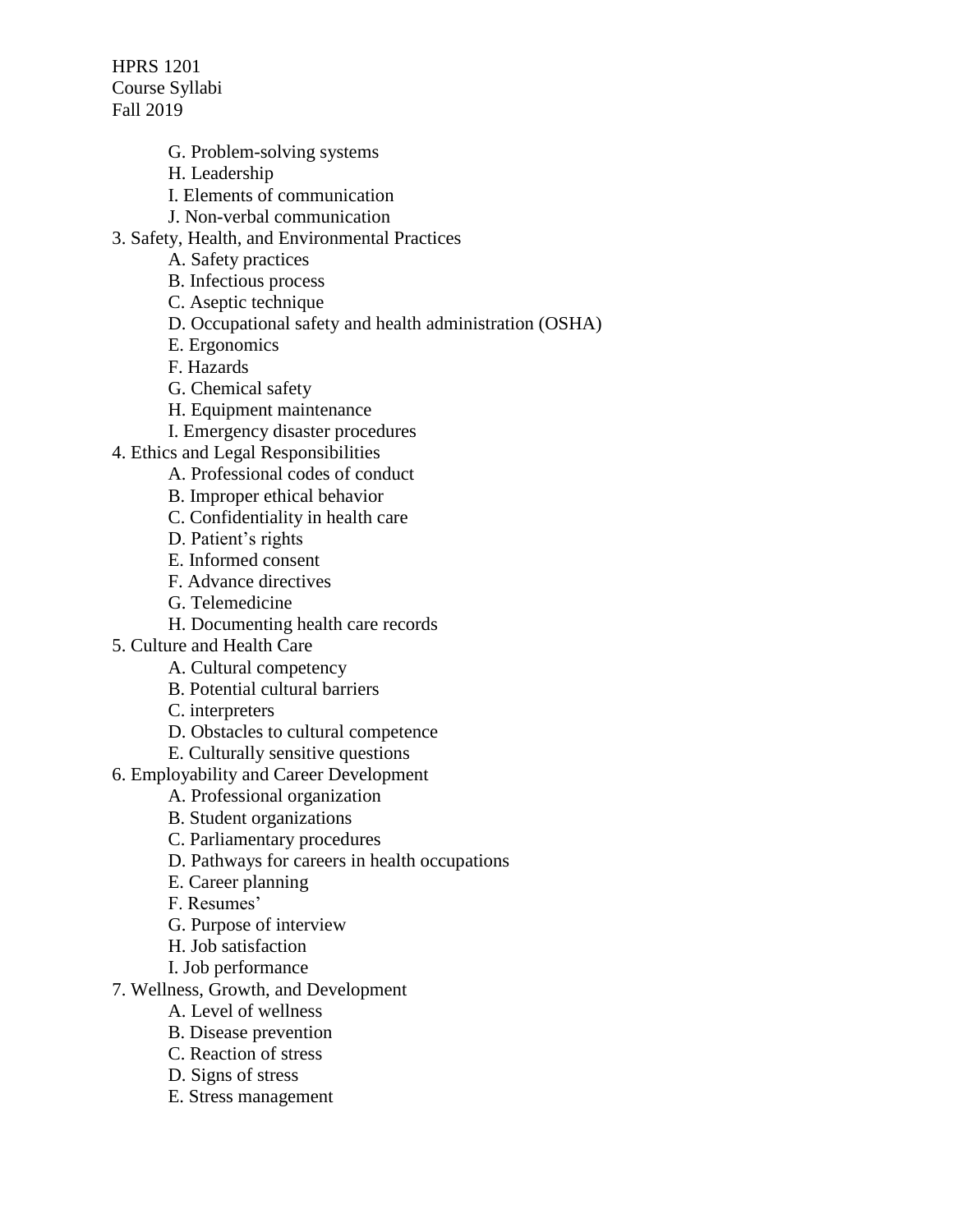G. Problem-solving systems
H. Leadership
I. Elements of communication
J. Non-verbal communication

3. Safety, Health, and Environmental Practices
   A. Safety practices
   B. Infectious process
   C. Aseptic technique
   D. Occupational safety and health administration (OSHA)
   E. Ergonomics
   F. Hazards
   G. Chemical safety
   H. Equipment maintenance
   I. Emergency disaster procedures
4. Ethics and Legal Responsibilities
   A. Professional codes of conduct
   B. Improper ethical behavior
   C. Confidentiality in health care
   D. Patient's rights
   E. Informed consent
   F. Advance directives
   G. Telemedicine
   H. Documenting health care records
5. Culture and Health Care
   A. Cultural competency
   B. Potential cultural barriers
   C. interpreters
   D. Obstacles to cultural competence
   E. Culturally sensitive questions
6. Employability and Career Development
   A. Professional organization
   B. Student organizations
   C. Parliamentary procedures
   D. Pathways for careers in health occupations
   E. Career planning
   F. Resumes'
   G. Purpose of interview
   H. Job satisfaction
   I. Job performance
7. Wellness, Growth, and Development
   A. Level of wellness
   B. Disease prevention
   C. Reaction of stress
   D. Signs of stress
   E. Stress management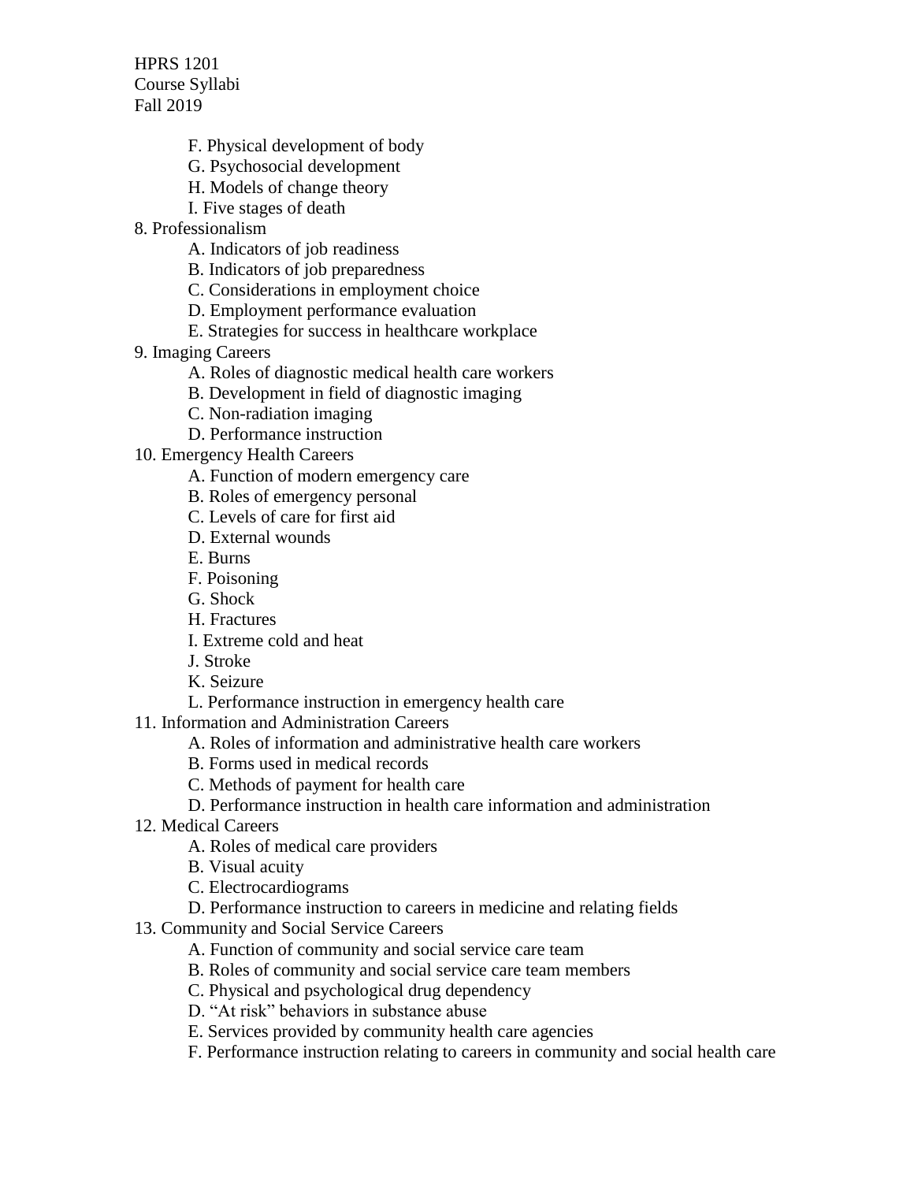- F. Physical development of body
- G. Psychosocial development
- H. Models of change theory
- I. Five stages of death

8. Professionalism
    - A. Indicators of job readiness
    - B. Indicators of job preparedness
    - C. Considerations in employment choice
    - D. Employment performance evaluation
    - E. Strategies for success in healthcare workplace
9. Imaging Careers
    - A. Roles of diagnostic medical health care workers
    - B. Development in field of diagnostic imaging
    - C. Non-radiation imaging
    - D. Performance instruction
10. Emergency Health Careers
    - A. Function of modern emergency care
    - B. Roles of emergency personal
    - C. Levels of care for first aid
    - D. External wounds
    - E. Burns
    - F. Poisoning
    - G. Shock
    - H. Fractures
    - I. Extreme cold and heat
    - J. Stroke
    - K. Seizure
    - L. Performance instruction in emergency health care
11. Information and Administration Careers
    - A. Roles of information and administrative health care workers
    - B. Forms used in medical records
    - C. Methods of payment for health care
    - D. Performance instruction in health care information and administration
12. Medical Careers
    - A. Roles of medical care providers
    - B. Visual acuity
    - C. Electrocardiograms
    - D. Performance instruction to careers in medicine and relating fields
13. Community and Social Service Careers
    - A. Function of community and social service care team
    - B. Roles of community and social service care team members
    - C. Physical and psychological drug dependency
    - D. "At risk" behaviors in substance abuse
    - E. Services provided by community health care agencies
    - F. Performance instruction relating to careers in community and social health care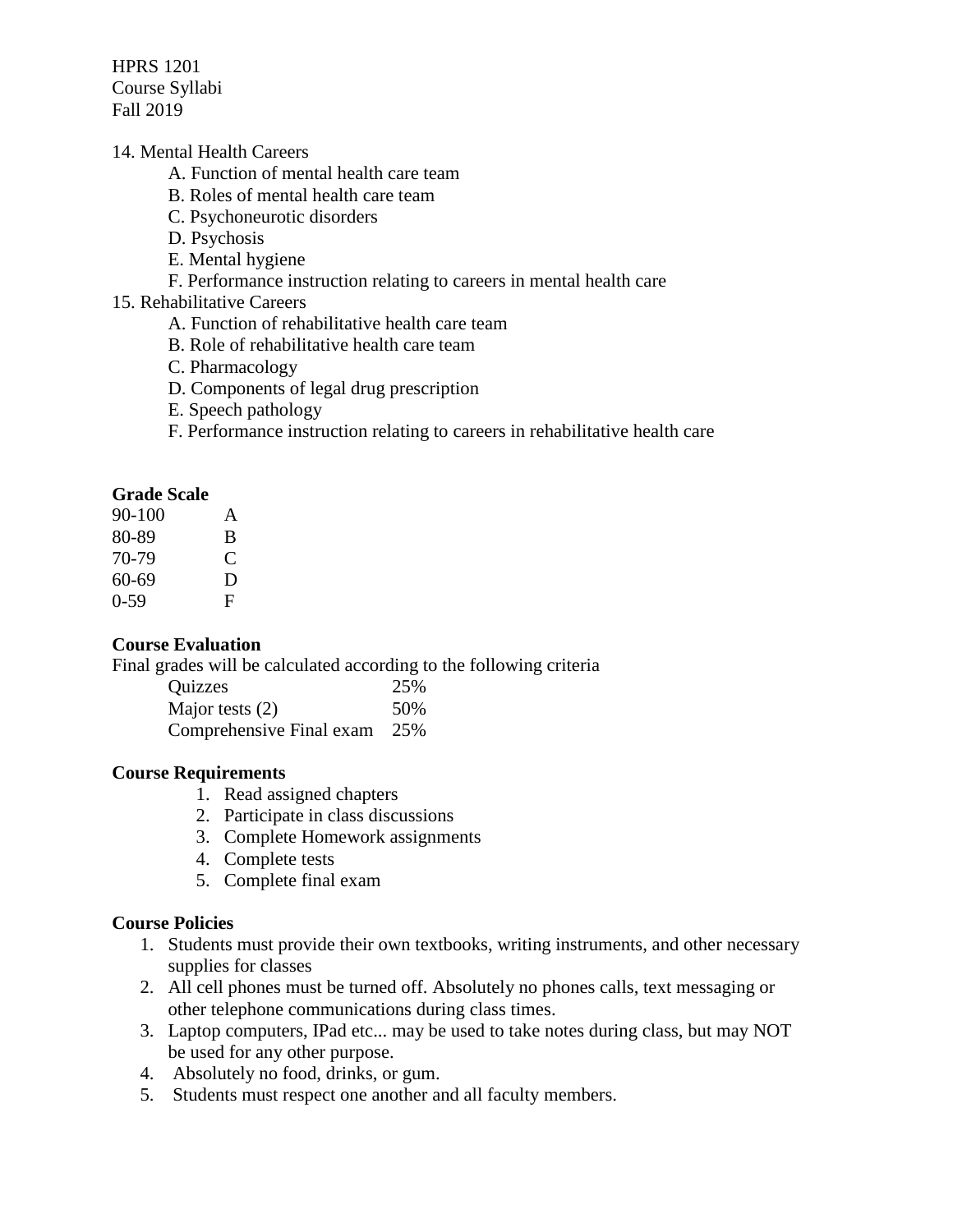14. Mental Health Careers
    - A. Function of mental health care team
    - B. Roles of mental health care team
    - C. Psychoneurotic disorders
    - D. Psychosis
    - E. Mental hygiene
    - F. Performance instruction relating to careers in mental health care
15. Rehabilitative Careers
    - A. Function of rehabilitative health care team
    - B. Role of rehabilitative health care team
    - C. Pharmacology
    - D. Components of legal drug prescription
    - E. Speech pathology
    - F. Performance instruction relating to careers in rehabilitative health care

**Grade Scale**

| | |
|---|---|
| 90-100 | A |
| 80-89 | B |
| 70-79 | C |
| 60-69 | D |
| 0-59 | F |

**Course Evaluation**

Final grades will be calculated according to the following criteria

| | |
|---|---|
| Quizzes | 25% |
| Major tests (2) | 50% |
| Comprehensive Final exam | 25% |

**Course Requirements**

1. Read assigned chapters
2. Participate in class discussions
3. Complete Homework assignments
4. Complete tests
5. Complete final exam

**Course Policies**

1. Students must provide their own textbooks, writing instruments, and other necessary supplies for classes
2. All cell phones must be turned off. Absolutely no phones calls, text messaging or other telephone communications during class times.
3. Laptop computers, IPad etc... may be used to take notes during class, but may NOT be used for any other purpose.
4. Absolutely no food, drinks, or gum.
5. Students must respect one another and all faculty members.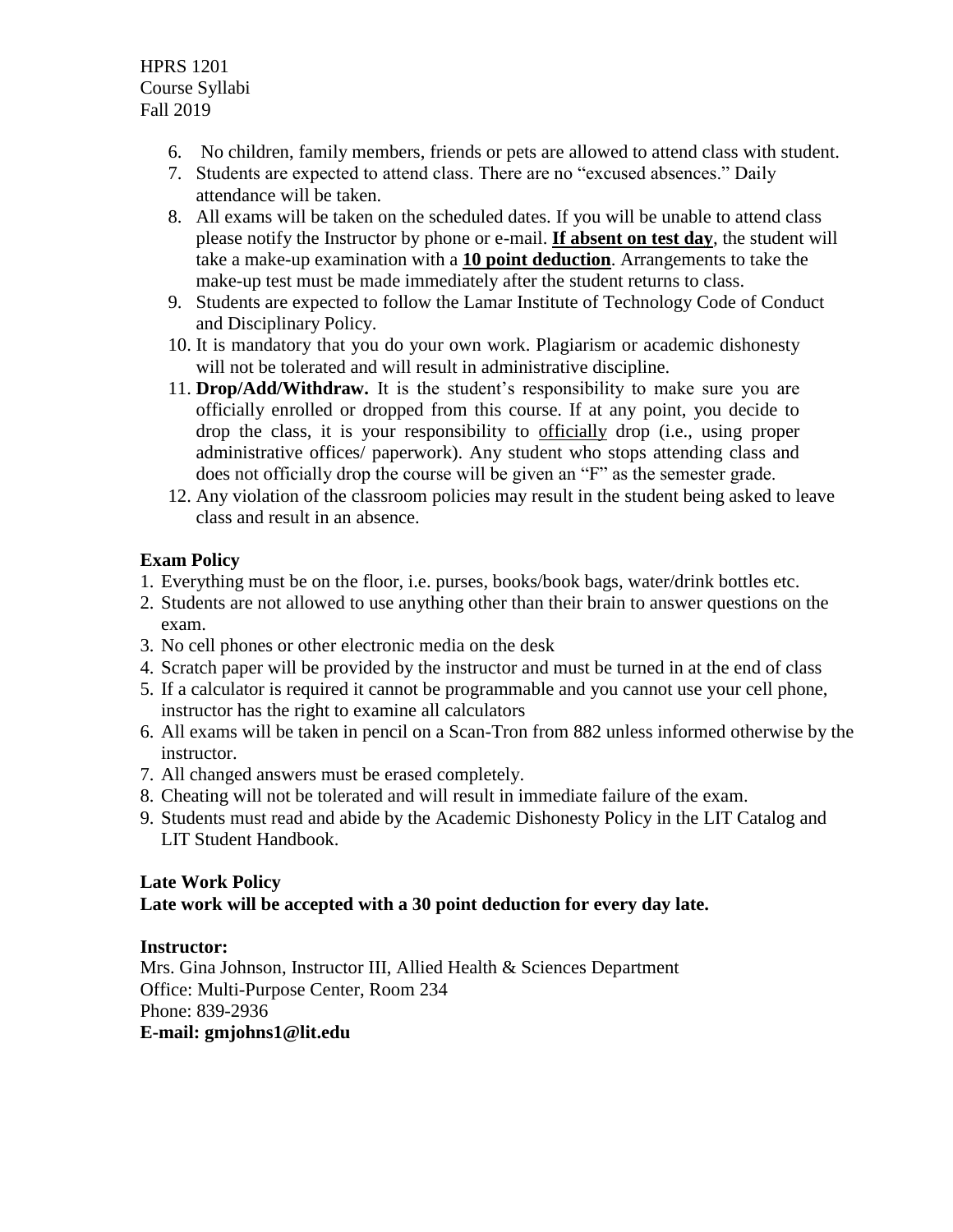6. No children, family members, friends or pets are allowed to attend class with student.
7. Students are expected to attend class. There are no "excused absences." Daily attendance will be taken.
8. All exams will be taken on the scheduled dates. If you will be unable to attend class please notify the Instructor by phone or e-mail. **If absent on test day**, the student will take a make-up examination with a **10 point deduction**. Arrangements to take the make-up test must be made immediately after the student returns to class.
9. Students are expected to follow the Lamar Institute of Technology Code of Conduct and Disciplinary Policy.
10. It is mandatory that you do your own work. Plagiarism or academic dishonesty will not be tolerated and will result in administrative discipline.
11. **Drop/Add/Withdraw.** It is the student's responsibility to make sure you are officially enrolled or dropped from this course. If at any point, you decide to drop the class, it is your responsibility to officially drop (i.e., using proper administrative offices/ paperwork). Any student who stops attending class and does not officially drop the course will be given an "F" as the semester grade.
12. Any violation of the classroom policies may result in the student being asked to leave class and result in an absence.

**Exam Policy**

1. Everything must be on the floor, i.e. purses, books/book bags, water/drink bottles etc.
2. Students are not allowed to use anything other than their brain to answer questions on the exam.
3. No cell phones or other electronic media on the desk
4. Scratch paper will be provided by the instructor and must be turned in at the end of class
5. If a calculator is required it cannot be programmable and you cannot use your cell phone, instructor has the right to examine all calculators
6. All exams will be taken in pencil on a Scan-Tron from 882 unless informed otherwise by the instructor.
7. All changed answers must be erased completely.
8. Cheating will not be tolerated and will result in immediate failure of the exam.
9. Students must read and abide by the Academic Dishonesty Policy in the LIT Catalog and LIT Student Handbook.

**Late Work Policy**

**Late work will be accepted with a 30 point deduction for every day late.**

**Instructor:**

Mrs. Gina Johnson, Instructor III, Allied Health & Sciences Department
Office: Multi-Purpose Center, Room 234
Phone: 839-2936
**E-mail: gmjohns1@lit.edu**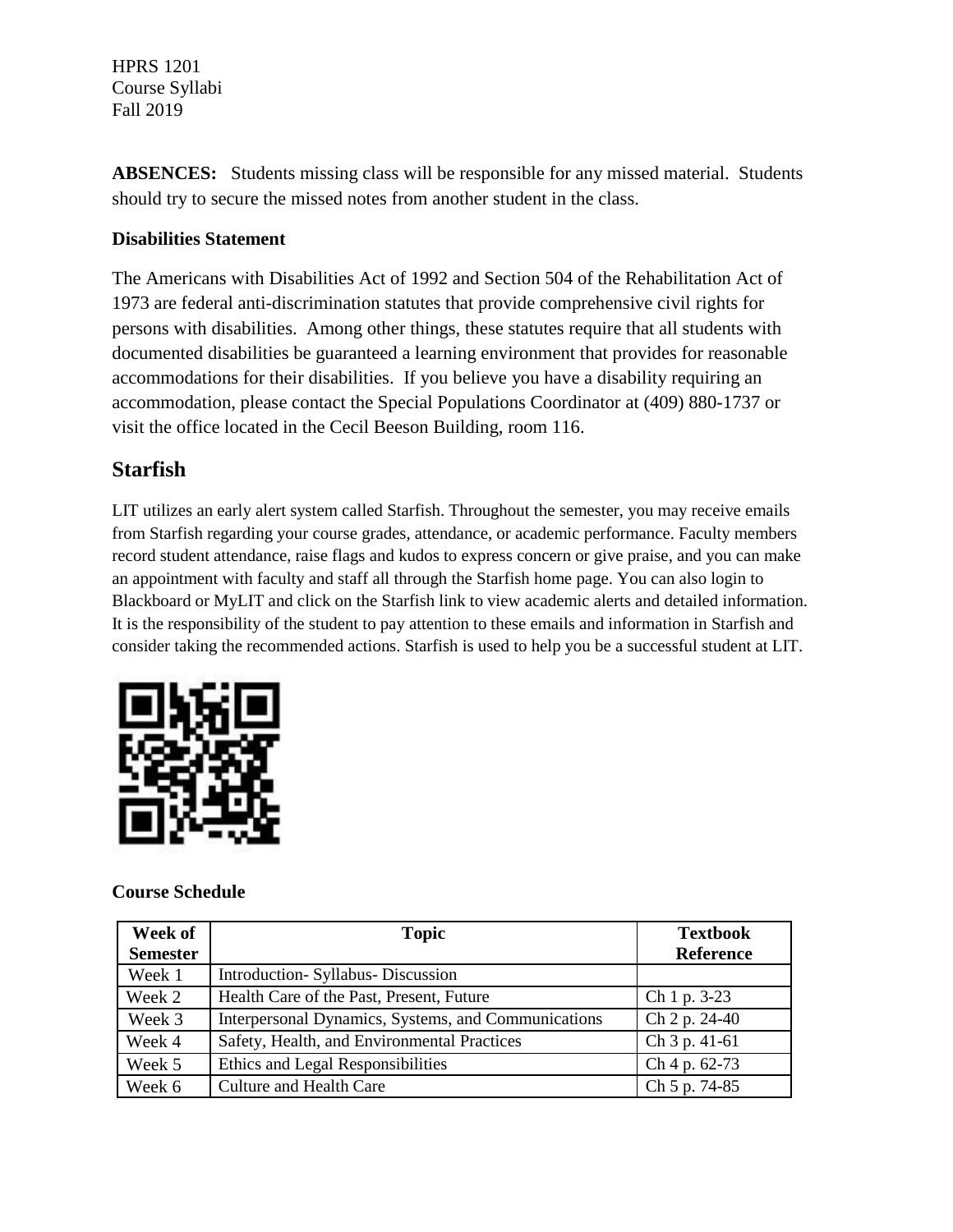**ABSENCES:** Students missing class will be responsible for any missed material. Students should try to secure the missed notes from another student in the class.

**Disabilities Statement**

The Americans with Disabilities Act of 1992 and Section 504 of the Rehabilitation Act of 1973 are federal anti-discrimination statutes that provide comprehensive civil rights for persons with disabilities. Among other things, these statutes require that all students with documented disabilities be guaranteed a learning environment that provides for reasonable accommodations for their disabilities. If you believe you have a disability requiring an accommodation, please contact the Special Populations Coordinator at (409) 880-1737 or visit the office located in the Cecil Beeson Building, room 116.

## Starfish

LIT utilizes an early alert system called Starfish. Throughout the semester, you may receive emails from Starfish regarding your course grades, attendance, or academic performance. Faculty members record student attendance, raise flags and kudos to express concern or give praise, and you can make an appointment with faculty and staff all through the Starfish home page. You can also login to Blackboard or MyLIT and click on the Starfish link to view academic alerts and detailed information. It is the responsibility of the student to pay attention to these emails and information in Starfish and consider taking the recommended actions. Starfish is used to help you be a successful student at LIT.

**Course Schedule**

| Week of Semester | Topic | Textbook Reference |
|---|---|---|
| Week 1 | Introduction- Syllabus- Discussion | |
| Week 2 | Health Care of the Past, Present, Future | Ch 1 p. 3-23 |
| Week 3 | Interpersonal Dynamics, Systems, and Communications | Ch 2 p. 24-40 |
| Week 4 | Safety, Health, and Environmental Practices | Ch 3 p. 41-61 |
| Week 5 | Ethics and Legal Responsibilities | Ch 4 p. 62-73 |
| Week 6 | Culture and Health Care | Ch 5 p. 74-85 |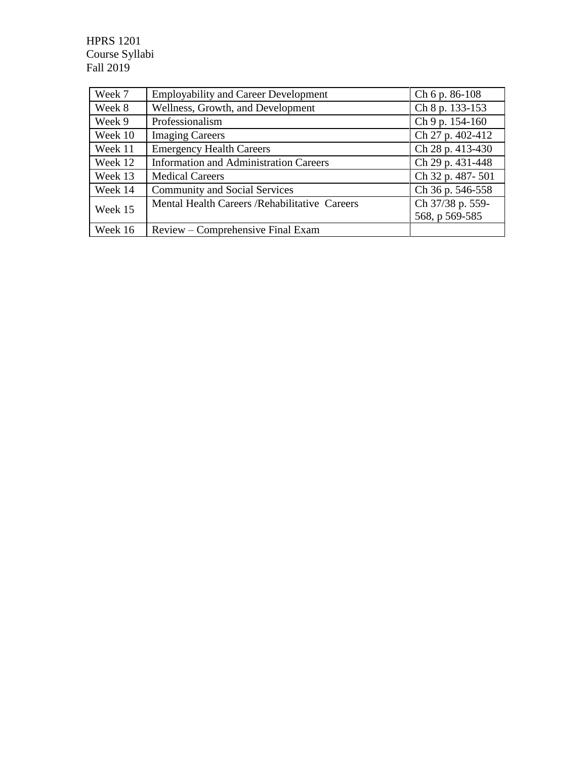| | | |
|---|---|---|
| Week 7 | Employability and Career Development | Ch 6 p. 86-108 |
| Week 8 | Wellness, Growth, and Development | Ch 8 p. 133-153 |
| Week 9 | Professionalism | Ch 9 p. 154-160 |
| Week 10 | Imaging Careers | Ch 27 p. 402-412 |
| Week 11 | Emergency Health Careers | Ch 28 p. 413-430 |
| Week 12 | Information and Administration Careers | Ch 29 p. 431-448 |
| Week 13 | Medical Careers | Ch 32 p. 487- 501 |
| Week 14 | Community and Social Services | Ch 36 p. 546-558 |
| Week 15 | Mental Health Careers /Rehabilitative Careers | Ch 37/38 p. 559-568, p 569-585 |
| Week 16 | Review – Comprehensive Final Exam | |